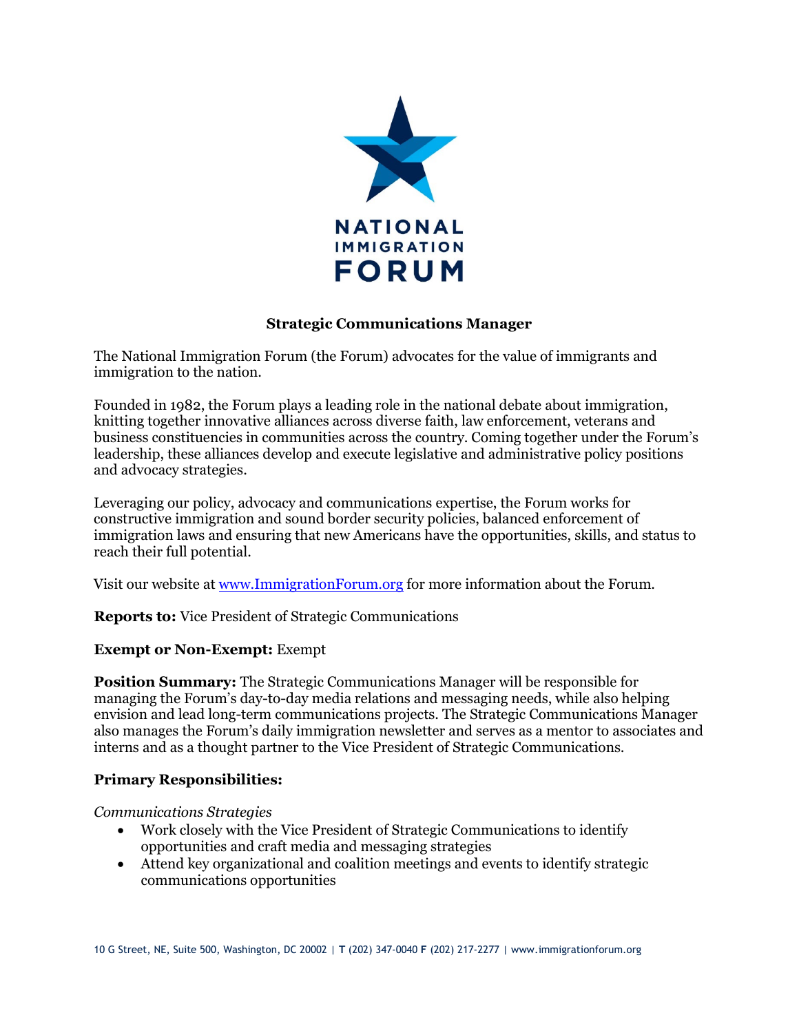NATIONAL IMMIGRATION FORUM

# Strategic Communications Manager

The National Immigration Forum (the Forum) advocates for the value of immigrants and immigration to the nation.

Founded in 1982, the Forum plays a leading role in the national debate about immigration, knitting together innovative alliances across diverse faith, law enforcement, veterans and business constituencies in communities across the country. Coming together under the Forum's leadership, these alliances develop and execute legislative and administrative policy positions and advocacy strategies.

Leveraging our policy, advocacy and communications expertise, the Forum works for constructive immigration and sound border security policies, balanced enforcement of immigration laws and ensuring that new Americans have the opportunities, skills, and status to reach their full potential.

Visit our website at [www.ImmigrationForum.org](http://www.ImmigrationForum.org) for more information about the Forum.

**Reports to:** Vice President of Strategic Communications

**Exempt or Non-Exempt:** Exempt

**Position Summary:** The Strategic Communications Manager will be responsible for managing the Forum's day-to-day media relations and messaging needs, while also helping envision and lead long-term communications projects. The Strategic Communications Manager also manages the Forum's daily immigration newsletter and serves as a mentor to associates and interns and as a thought partner to the Vice President of Strategic Communications.

## Primary Responsibilities:

*Communications Strategies*

- Work closely with the Vice President of Strategic Communications to identify opportunities and craft media and messaging strategies
- Attend key organizational and coalition meetings and events to identify strategic communications opportunities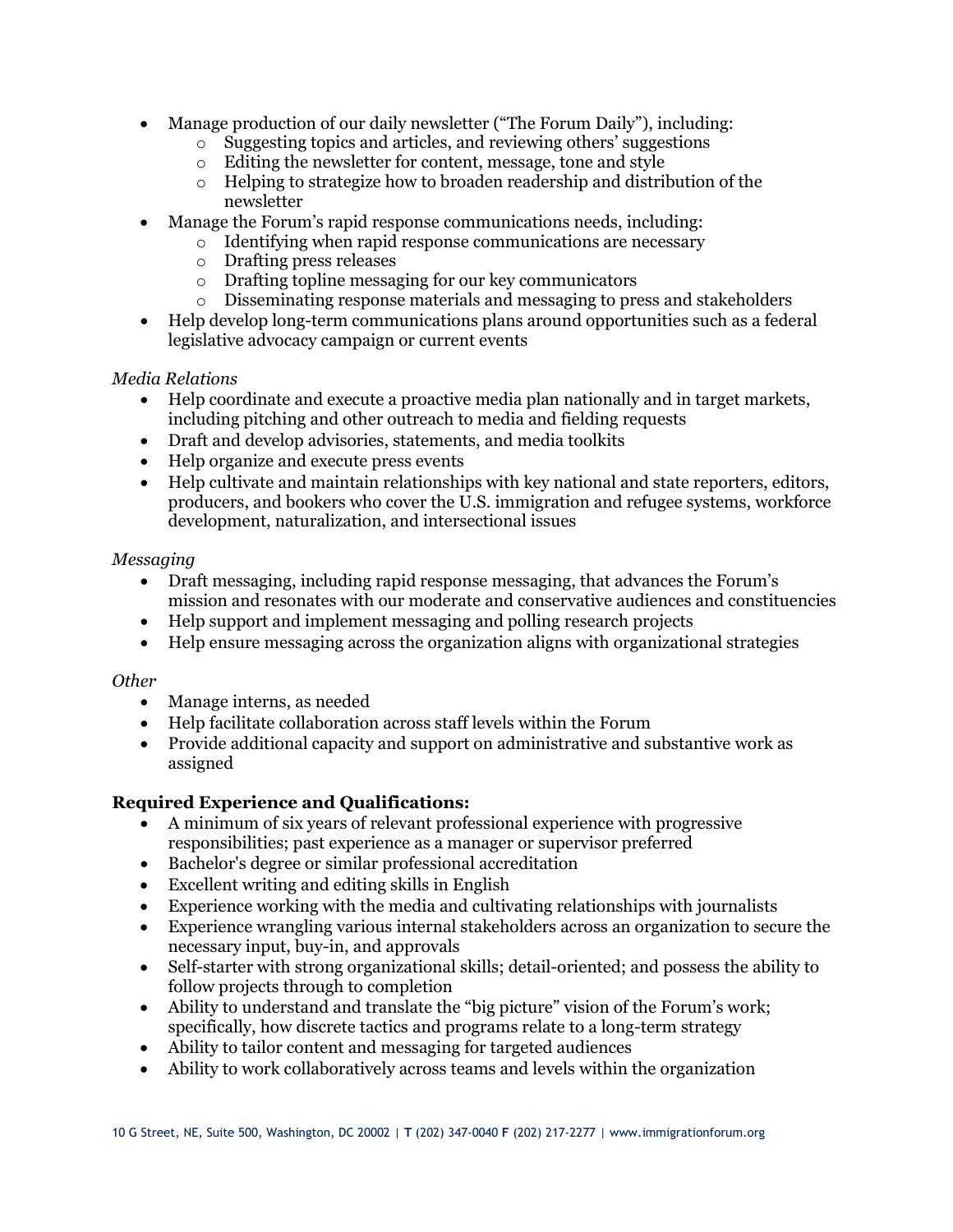- Manage production of our daily newsletter ("The Forum Daily"), including:
  - Suggesting topics and articles, and reviewing others' suggestions
  - Editing the newsletter for content, message, tone and style
  - Helping to strategize how to broaden readership and distribution of the newsletter
- Manage the Forum's rapid response communications needs, including:
  - Identifying when rapid response communications are necessary
  - Drafting press releases
  - Drafting topline messaging for our key communicators
  - Disseminating response materials and messaging to press and stakeholders
- Help develop long-term communications plans around opportunities such as a federal legislative advocacy campaign or current events

*Media Relations*

- Help coordinate and execute a proactive media plan nationally and in target markets, including pitching and other outreach to media and fielding requests
- Draft and develop advisories, statements, and media toolkits
- Help organize and execute press events
- Help cultivate and maintain relationships with key national and state reporters, editors, producers, and bookers who cover the U.S. immigration and refugee systems, workforce development, naturalization, and intersectional issues

*Messaging*

- Draft messaging, including rapid response messaging, that advances the Forum's mission and resonates with our moderate and conservative audiences and constituencies
- Help support and implement messaging and polling research projects
- Help ensure messaging across the organization aligns with organizational strategies

*Other*

- Manage interns, as needed
- Help facilitate collaboration across staff levels within the Forum
- Provide additional capacity and support on administrative and substantive work as assigned

**Required Experience and Qualifications:**

- A minimum of six years of relevant professional experience with progressive responsibilities; past experience as a manager or supervisor preferred
- Bachelor's degree or similar professional accreditation
- Excellent writing and editing skills in English
- Experience working with the media and cultivating relationships with journalists
- Experience wrangling various internal stakeholders across an organization to secure the necessary input, buy-in, and approvals
- Self-starter with strong organizational skills; detail-oriented; and possess the ability to follow projects through to completion
- Ability to understand and translate the "big picture" vision of the Forum's work; specifically, how discrete tactics and programs relate to a long-term strategy
- Ability to tailor content and messaging for targeted audiences
- Ability to work collaboratively across teams and levels within the organization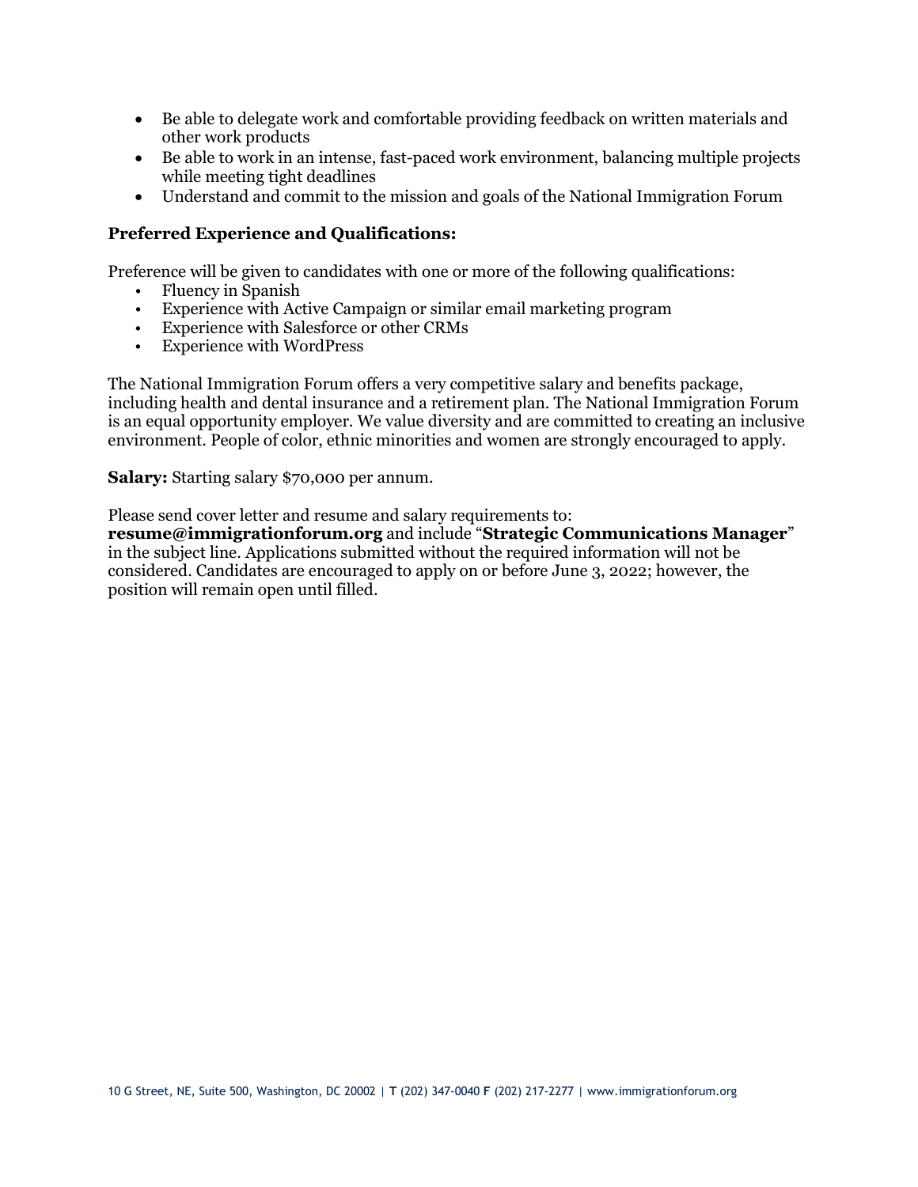- Be able to delegate work and comfortable providing feedback on written materials and other work products
- Be able to work in an intense, fast-paced work environment, balancing multiple projects while meeting tight deadlines
- Understand and commit to the mission and goals of the National Immigration Forum

### Preferred Experience and Qualifications:

Preference will be given to candidates with one or more of the following qualifications:

- Fluency in Spanish
- Experience with Active Campaign or similar email marketing program
- Experience with Salesforce or other CRMs
- Experience with WordPress

The National Immigration Forum offers a very competitive salary and benefits package, including health and dental insurance and a retirement plan. The National Immigration Forum is an equal opportunity employer. We value diversity and are committed to creating an inclusive environment. People of color, ethnic minorities and women are strongly encouraged to apply.

**Salary:** Starting salary $70,000 per annum.

Please send cover letter and resume and salary requirements to: **resume@immigrationforum.org** and include "**Strategic Communications Manager**" in the subject line. Applications submitted without the required information will not be considered. Candidates are encouraged to apply on or before June 3, 2022; however, the position will remain open until filled.